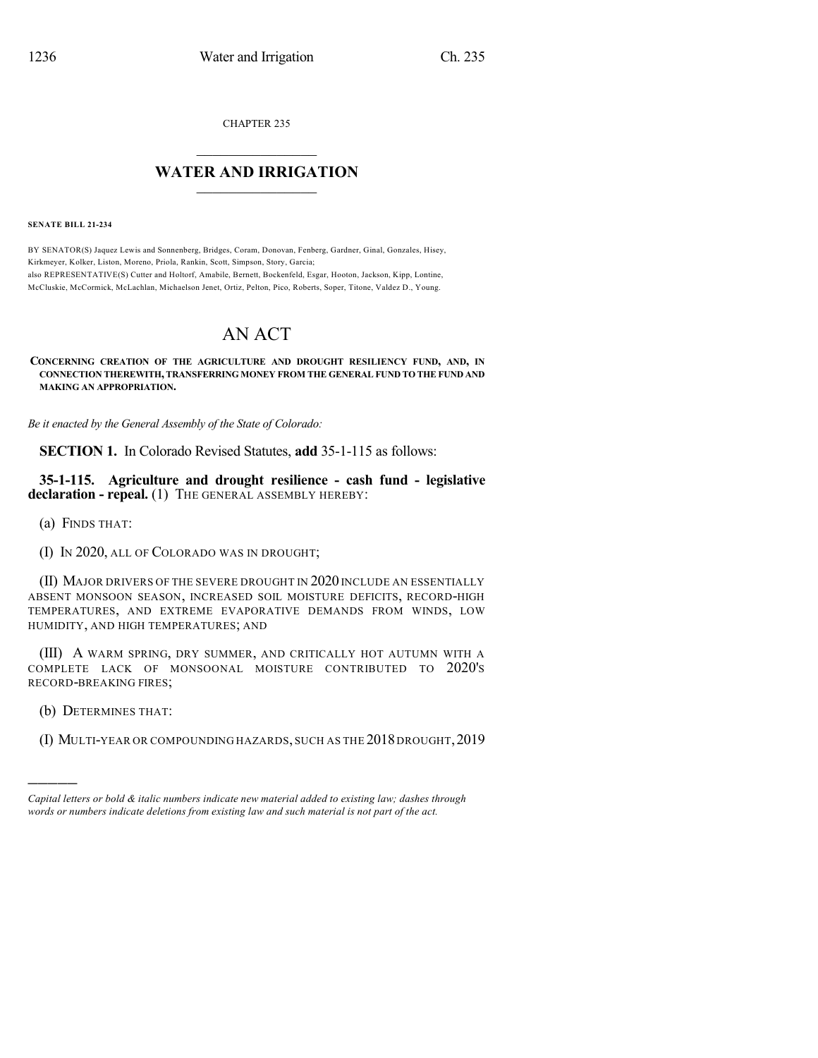CHAPTER 235

# WATER AND IRRIGATION

**SENATE BILL 21-234**

BY SENATOR(S) Jaquez Lewis and Sonnenberg, Bridges, Coram, Donovan, Fenberg, Gardner, Ginal, Gonzales, Hisey, Kirkmeyer, Kolker, Liston, Moreno, Priola, Rankin, Scott, Simpson, Story, Garcia;
also REPRESENTATIVE(S) Cutter and Holtorf, Amabile, Bernett, Bockenfeld, Esgar, Hooton, Jackson, Kipp, Lontine, McCluskie, McCormick, McLachlan, Michaelson Jenet, Ortiz, Pelton, Pico, Roberts, Soper, Titone, Valdez D., Young.

# AN ACT

**CONCERNING CREATION OF THE AGRICULTURE AND DROUGHT RESILIENCY FUND, AND, IN CONNECTION THEREWITH, TRANSFERRING MONEY FROM THE GENERAL FUND TO THE FUND AND MAKING AN APPROPRIATION.**

*Be it enacted by the General Assembly of the State of Colorado:*

**SECTION 1.** In Colorado Revised Statutes, **add** 35-1-115 as follows:

**35-1-115. Agriculture and drought resilience - cash fund - legislative declaration - repeal.** (1) THE GENERAL ASSEMBLY HEREBY:

(a) FINDS THAT:

(I) IN 2020, ALL OF COLORADO WAS IN DROUGHT;

(II) MAJOR DRIVERS OF THE SEVERE DROUGHT IN 2020 INCLUDE AN ESSENTIALLY ABSENT MONSOON SEASON, INCREASED SOIL MOISTURE DEFICITS, RECORD-HIGH TEMPERATURES, AND EXTREME EVAPORATIVE DEMANDS FROM WINDS, LOW HUMIDITY, AND HIGH TEMPERATURES; AND

(III) A WARM SPRING, DRY SUMMER, AND CRITICALLY HOT AUTUMN WITH A COMPLETE LACK OF MONSOONAL MOISTURE CONTRIBUTED TO 2020'S RECORD-BREAKING FIRES;

(b) DETERMINES THAT:

(I) MULTI-YEAR OR COMPOUNDING HAZARDS, SUCH AS THE 2018 DROUGHT, 2019

---

*Capital letters or bold & italic numbers indicate new material added to existing law; dashes through words or numbers indicate deletions from existing law and such material is not part of the act.*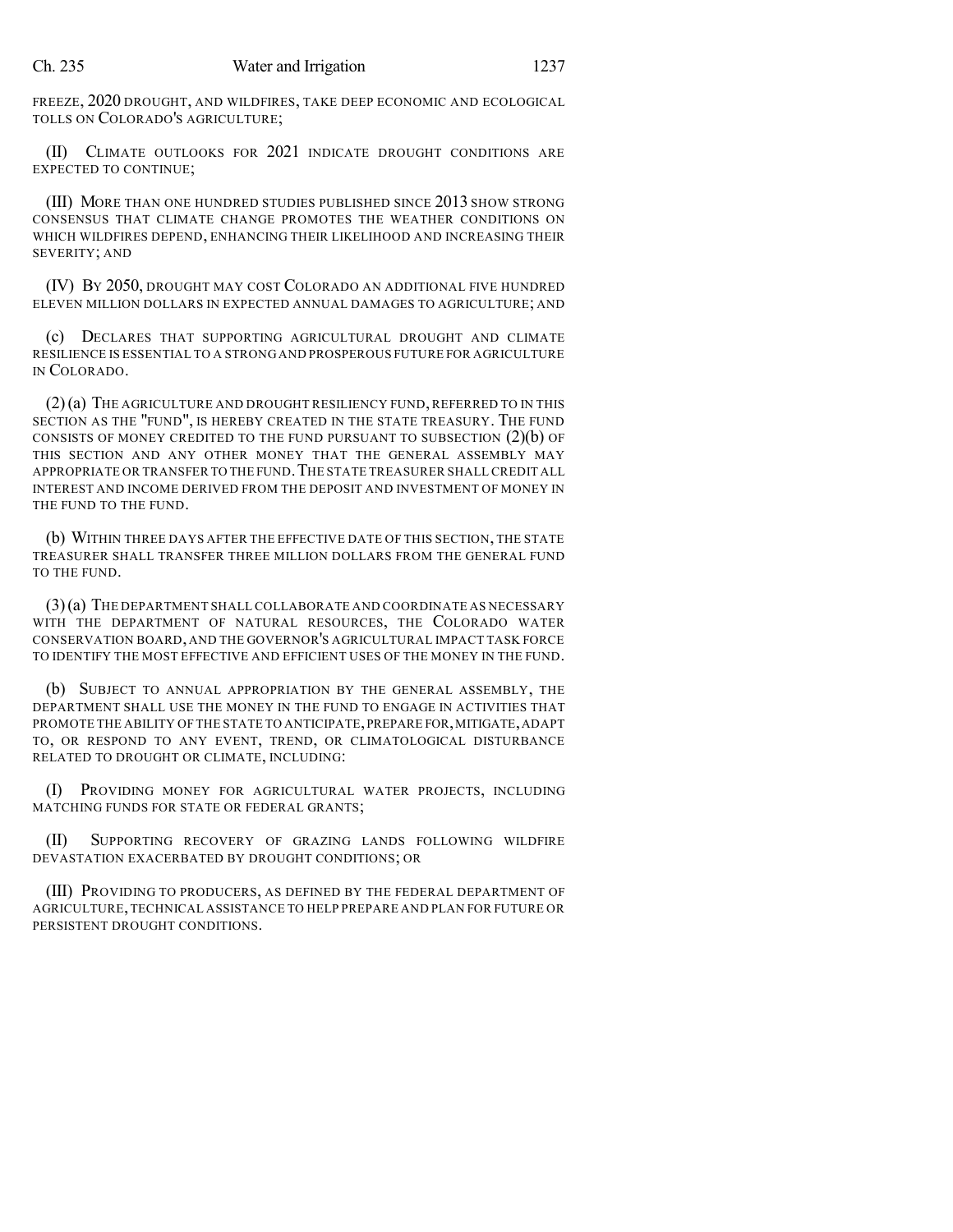FREEZE, 2020 DROUGHT, AND WILDFIRES, TAKE DEEP ECONOMIC AND ECOLOGICAL TOLLS ON COLORADO'S AGRICULTURE;

(II) CLIMATE OUTLOOKS FOR 2021 INDICATE DROUGHT CONDITIONS ARE EXPECTED TO CONTINUE;

(III) MORE THAN ONE HUNDRED STUDIES PUBLISHED SINCE 2013 SHOW STRONG CONSENSUS THAT CLIMATE CHANGE PROMOTES THE WEATHER CONDITIONS ON WHICH WILDFIRES DEPEND, ENHANCING THEIR LIKELIHOOD AND INCREASING THEIR SEVERITY; AND

(IV) BY 2050, DROUGHT MAY COST COLORADO AN ADDITIONAL FIVE HUNDRED ELEVEN MILLION DOLLARS IN EXPECTED ANNUAL DAMAGES TO AGRICULTURE; AND

(c) DECLARES THAT SUPPORTING AGRICULTURAL DROUGHT AND CLIMATE RESILIENCE IS ESSENTIAL TO A STRONG AND PROSPEROUS FUTURE FOR AGRICULTURE IN COLORADO.

(2) (a) THE AGRICULTURE AND DROUGHT RESILIENCY FUND, REFERRED TO IN THIS SECTION AS THE "FUND", IS HEREBY CREATED IN THE STATE TREASURY. THE FUND CONSISTS OF MONEY CREDITED TO THE FUND PURSUANT TO SUBSECTION (2)(b) OF THIS SECTION AND ANY OTHER MONEY THAT THE GENERAL ASSEMBLY MAY APPROPRIATE OR TRANSFER TO THE FUND. THE STATE TREASURER SHALL CREDIT ALL INTEREST AND INCOME DERIVED FROM THE DEPOSIT AND INVESTMENT OF MONEY IN THE FUND TO THE FUND.

(b) WITHIN THREE DAYS AFTER THE EFFECTIVE DATE OF THIS SECTION, THE STATE TREASURER SHALL TRANSFER THREE MILLION DOLLARS FROM THE GENERAL FUND TO THE FUND.

(3) (a) THE DEPARTMENT SHALL COLLABORATE AND COORDINATE AS NECESSARY WITH THE DEPARTMENT OF NATURAL RESOURCES, THE COLORADO WATER CONSERVATION BOARD, AND THE GOVERNOR'S AGRICULTURAL IMPACT TASK FORCE TO IDENTIFY THE MOST EFFECTIVE AND EFFICIENT USES OF THE MONEY IN THE FUND.

(b) SUBJECT TO ANNUAL APPROPRIATION BY THE GENERAL ASSEMBLY, THE DEPARTMENT SHALL USE THE MONEY IN THE FUND TO ENGAGE IN ACTIVITIES THAT PROMOTE THE ABILITY OF THE STATE TO ANTICIPATE, PREPARE FOR, MITIGATE, ADAPT TO, OR RESPOND TO ANY EVENT, TREND, OR CLIMATOLOGICAL DISTURBANCE RELATED TO DROUGHT OR CLIMATE, INCLUDING:

(I) PROVIDING MONEY FOR AGRICULTURAL WATER PROJECTS, INCLUDING MATCHING FUNDS FOR STATE OR FEDERAL GRANTS;

(II) SUPPORTING RECOVERY OF GRAZING LANDS FOLLOWING WILDFIRE DEVASTATION EXACERBATED BY DROUGHT CONDITIONS; OR

(III) PROVIDING TO PRODUCERS, AS DEFINED BY THE FEDERAL DEPARTMENT OF AGRICULTURE, TECHNICAL ASSISTANCE TO HELP PREPARE AND PLAN FOR FUTURE OR PERSISTENT DROUGHT CONDITIONS.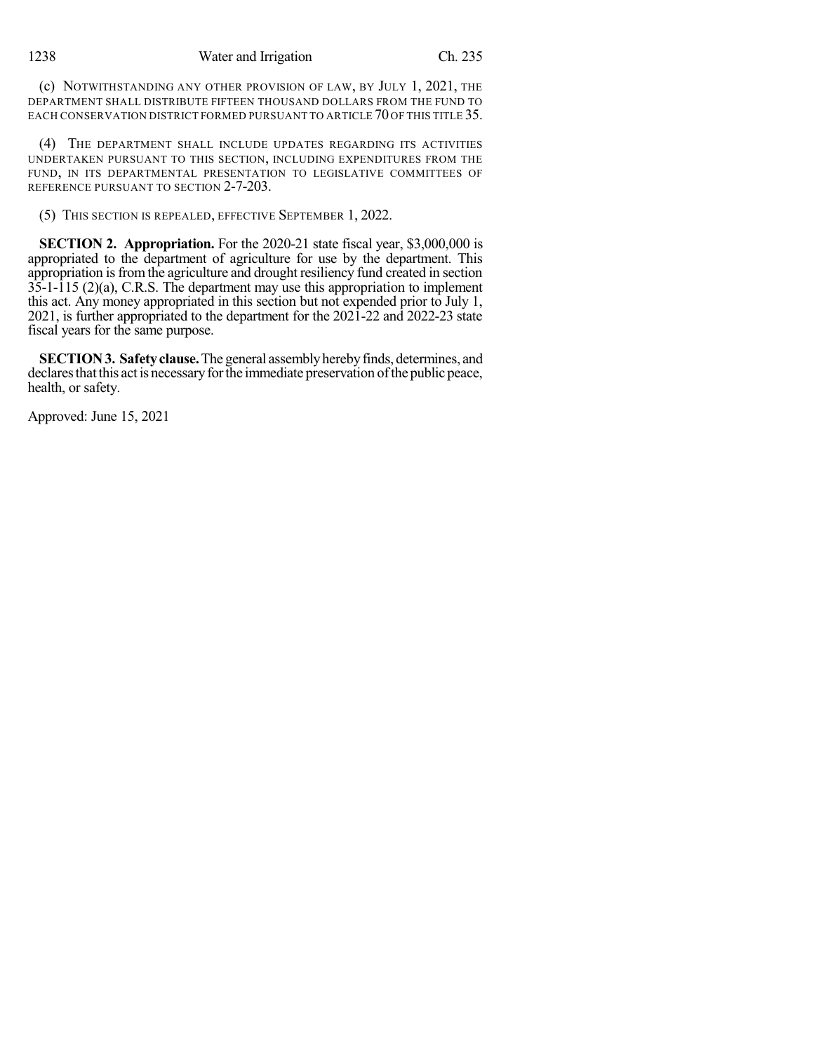(c) NOTWITHSTANDING ANY OTHER PROVISION OF LAW, BY JULY 1, 2021, THE DEPARTMENT SHALL DISTRIBUTE FIFTEEN THOUSAND DOLLARS FROM THE FUND TO EACH CONSERVATION DISTRICT FORMED PURSUANT TO ARTICLE 70 OF THIS TITLE 35.

(4) THE DEPARTMENT SHALL INCLUDE UPDATES REGARDING ITS ACTIVITIES UNDERTAKEN PURSUANT TO THIS SECTION, INCLUDING EXPENDITURES FROM THE FUND, IN ITS DEPARTMENTAL PRESENTATION TO LEGISLATIVE COMMITTEES OF REFERENCE PURSUANT TO SECTION 2-7-203.

(5) THIS SECTION IS REPEALED, EFFECTIVE SEPTEMBER 1, 2022.

**SECTION 2. Appropriation.** For the 2020-21 state fiscal year, $3,000,000 is appropriated to the department of agriculture for use by the department. This appropriation is from the agriculture and drought resiliency fund created in section 35-1-115 (2)(a), C.R.S. The department may use this appropriation to implement this act. Any money appropriated in this section but not expended prior to July 1, 2021, is further appropriated to the department for the 2021-22 and 2022-23 state fiscal years for the same purpose.

**SECTION 3. Safety clause.** The general assembly hereby finds, determines, and declares that this act is necessary for the immediate preservation of the public peace, health, or safety.

Approved: June 15, 2021